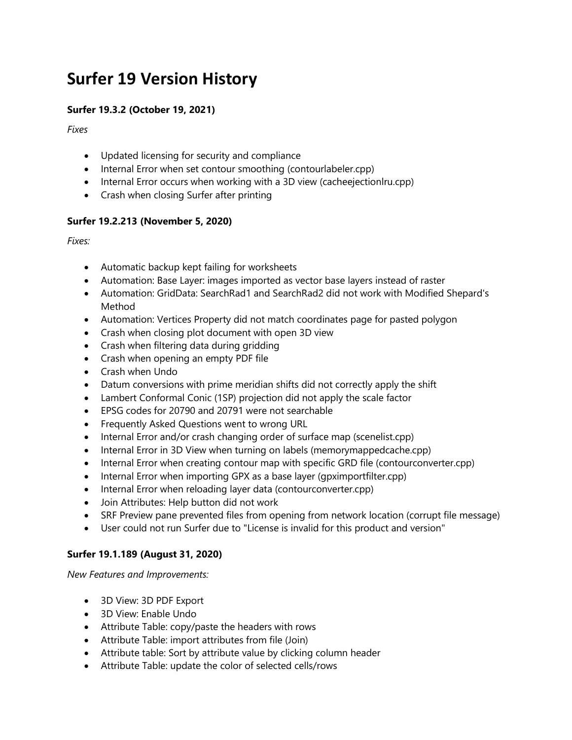# Surfer 19 Version History

### Surfer 19.3.2 (October 19, 2021)

*Fixes*

- Updated licensing for security and compliance
- Internal Error when set contour smoothing (contourlabeler.cpp)
- Internal Error occurs when working with a 3D view (cacheejectionlru.cpp)
- Crash when closing Surfer after printing

### Surfer 19.2.213 (November 5, 2020)

*Fixes:*

- Automatic backup kept failing for worksheets
- Automation: Base Layer: images imported as vector base layers instead of raster
- Automation: GridData: SearchRad1 and SearchRad2 did not work with Modified Shepard's Method
- Automation: Vertices Property did not match coordinates page for pasted polygon
- Crash when closing plot document with open 3D view
- Crash when filtering data during gridding
- Crash when opening an empty PDF file
- Crash when Undo
- Datum conversions with prime meridian shifts did not correctly apply the shift
- Lambert Conformal Conic (1SP) projection did not apply the scale factor
- EPSG codes for 20790 and 20791 were not searchable
- Frequently Asked Questions went to wrong URL
- Internal Error and/or crash changing order of surface map (scenelist.cpp)
- Internal Error in 3D View when turning on labels (memorymappedcache.cpp)
- Internal Error when creating contour map with specific GRD file (contourconverter.cpp)
- Internal Error when importing GPX as a base layer (gpximportfilter.cpp)
- Internal Error when reloading layer data (contourconverter.cpp)
- Join Attributes: Help button did not work
- SRF Preview pane prevented files from opening from network location (corrupt file message)
- User could not run Surfer due to "License is invalid for this product and version"

### Surfer 19.1.189 (August 31, 2020)

*New Features and Improvements:*

- 3D View: 3D PDF Export
- 3D View: Enable Undo
- Attribute Table: copy/paste the headers with rows
- Attribute Table: import attributes from file (Join)
- Attribute table: Sort by attribute value by clicking column header
- Attribute Table: update the color of selected cells/rows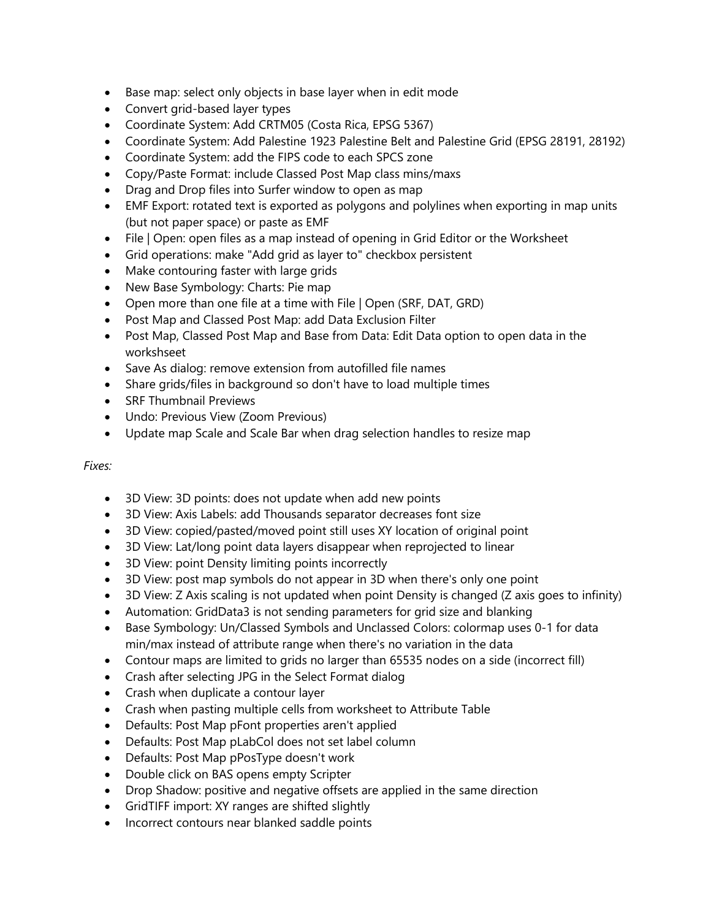- Base map: select only objects in base layer when in edit mode
- Convert grid-based layer types
- Coordinate System: Add CRTM05 (Costa Rica, EPSG 5367)
- Coordinate System: Add Palestine 1923 Palestine Belt and Palestine Grid (EPSG 28191, 28192)
- Coordinate System: add the FIPS code to each SPCS zone
- Copy/Paste Format: include Classed Post Map class mins/maxs
- Drag and Drop files into Surfer window to open as map
- EMF Export: rotated text is exported as polygons and polylines when exporting in map units (but not paper space) or paste as EMF
- File | Open: open files as a map instead of opening in Grid Editor or the Worksheet
- Grid operations: make "Add grid as layer to" checkbox persistent
- Make contouring faster with large grids
- New Base Symbology: Charts: Pie map
- Open more than one file at a time with File | Open (SRF, DAT, GRD)
- Post Map and Classed Post Map: add Data Exclusion Filter
- Post Map, Classed Post Map and Base from Data: Edit Data option to open data in the workshseet
- Save As dialog: remove extension from autofilled file names
- Share grids/files in background so don't have to load multiple times
- SRF Thumbnail Previews
- Undo: Previous View (Zoom Previous)
- Update map Scale and Scale Bar when drag selection handles to resize map

*Fixes:*

- 3D View: 3D points: does not update when add new points
- 3D View: Axis Labels: add Thousands separator decreases font size
- 3D View: copied/pasted/moved point still uses XY location of original point
- 3D View: Lat/long point data layers disappear when reprojected to linear
- 3D View: point Density limiting points incorrectly
- 3D View: post map symbols do not appear in 3D when there's only one point
- 3D View: Z Axis scaling is not updated when point Density is changed (Z axis goes to infinity)
- Automation: GridData3 is not sending parameters for grid size and blanking
- Base Symbology: Un/Classed Symbols and Unclassed Colors: colormap uses 0-1 for data min/max instead of attribute range when there's no variation in the data
- Contour maps are limited to grids no larger than 65535 nodes on a side (incorrect fill)
- Crash after selecting JPG in the Select Format dialog
- Crash when duplicate a contour layer
- Crash when pasting multiple cells from worksheet to Attribute Table
- Defaults: Post Map pFont properties aren't applied
- Defaults: Post Map pLabCol does not set label column
- Defaults: Post Map pPosType doesn't work
- Double click on BAS opens empty Scripter
- Drop Shadow: positive and negative offsets are applied in the same direction
- GridTIFF import: XY ranges are shifted slightly
- Incorrect contours near blanked saddle points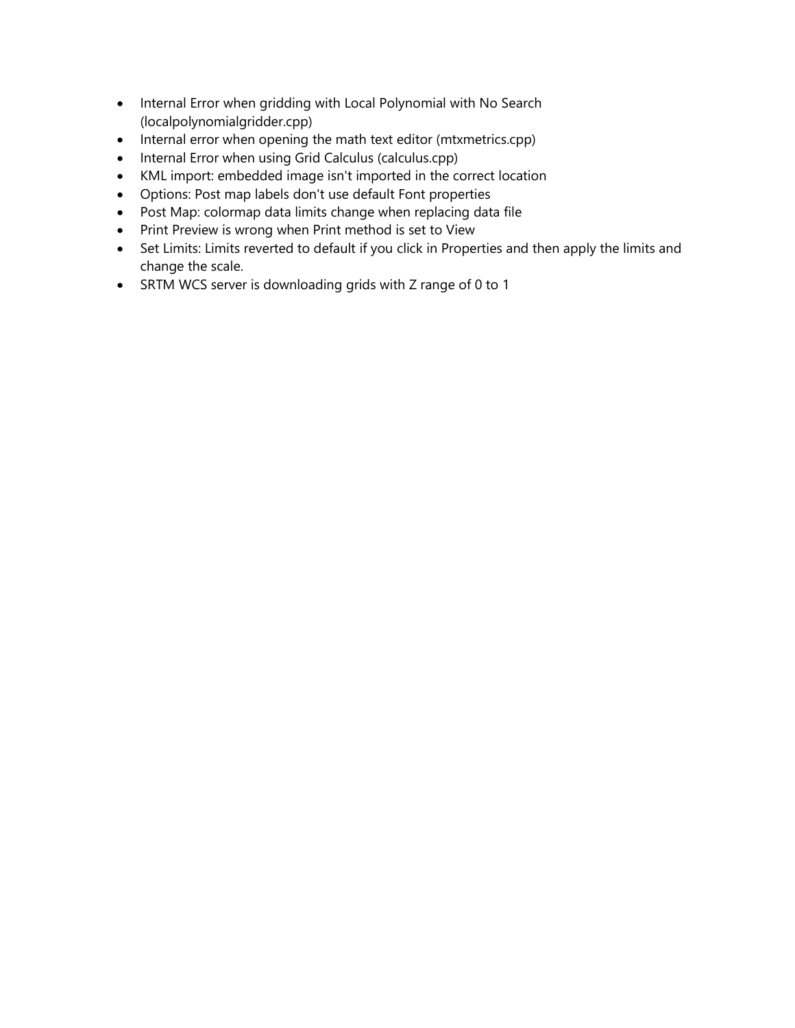- Internal Error when gridding with Local Polynomial with No Search (localpolynomialgridder.cpp)
- Internal error when opening the math text editor (mtxmetrics.cpp)
- Internal Error when using Grid Calculus (calculus.cpp)
- KML import: embedded image isn't imported in the correct location
- Options: Post map labels don't use default Font properties
- Post Map: colormap data limits change when replacing data file
- Print Preview is wrong when Print method is set to View
- Set Limits: Limits reverted to default if you click in Properties and then apply the limits and change the scale.
- SRTM WCS server is downloading grids with Z range of 0 to 1